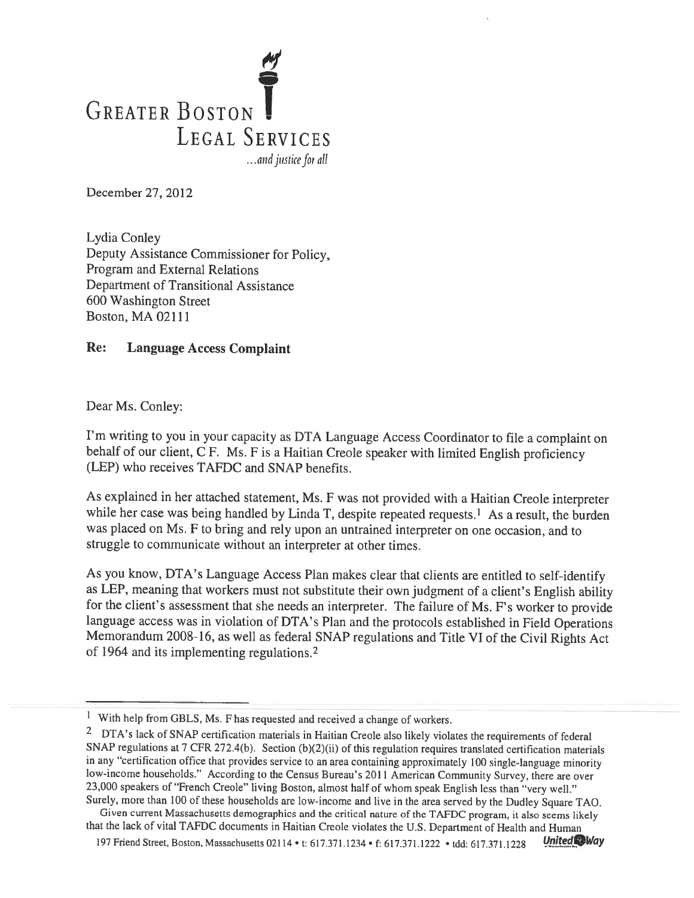# Greater Boston Legal Services

*...and justice for all*

December 27, 2012

Lydia Conley
Deputy Assistance Commissioner for Policy,
Program and External Relations
Department of Transitional Assistance
600 Washington Street
Boston, MA 02111

**Re: Language Access Complaint**

Dear Ms. Conley:

I'm writing to you in your capacity as DTA Language Access Coordinator to file a complaint on behalf of our client, C F. Ms. F is a Haitian Creole speaker with limited English proficiency (LEP) who receives TAFDC and SNAP benefits.

As explained in her attached statement, Ms. F was not provided with a Haitian Creole interpreter while her case was being handled by Linda T, despite repeated requests.[1] As a result, the burden was placed on Ms. F to bring and rely upon an untrained interpreter on one occasion, and to struggle to communicate without an interpreter at other times.

As you know, DTA's Language Access Plan makes clear that clients are entitled to self-identify as LEP, meaning that workers must not substitute their own judgment of a client's English ability for the client's assessment that she needs an interpreter. The failure of Ms. F's worker to provide language access was in violation of DTA's Plan and the protocols established in Field Operations Memorandum 2008-16, as well as federal SNAP regulations and Title VI of the Civil Rights Act of 1964 and its implementing regulations.[2]

---

[1] With help from GBLS, Ms. F has requested and received a change of workers.

[2] DTA's lack of SNAP certification materials in Haitian Creole also likely violates the requirements of federal SNAP regulations at 7 CFR 272.4(b). Section (b)(2)(ii) of this regulation requires translated certification materials in any "certification office that provides service to an area containing approximately 100 single-language minority low-income households." According to the Census Bureau's 2011 American Community Survey, there are over 23,000 speakers of "French Creole" living Boston, almost half of whom speak English less than "very well." Surely, more than 100 of these households are low-income and live in the area served by the Dudley Square TAO.

Given current Massachusetts demographics and the critical nature of the TAFDC program, it also seems likely that the lack of vital TAFDC documents in Haitian Creole violates the U.S. Department of Health and Human

197 Friend Street, Boston, Massachusetts 02114 • t: 617.371.1234 • f: 617.371.1222 • tdd: 617.371.1228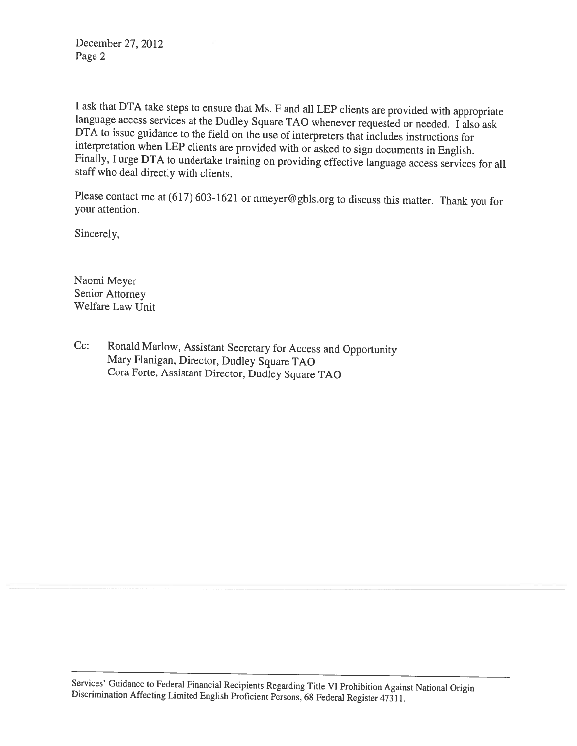I ask that DTA take steps to ensure that Ms. F and all LEP clients are provided with appropriate language access services at the Dudley Square TAO whenever requested or needed. I also ask DTA to issue guidance to the field on the use of interpreters that includes instructions for interpretation when LEP clients are provided with or asked to sign documents in English. Finally, I urge DTA to undertake training on providing effective language access services for all staff who deal directly with clients.

Please contact me at (617) 603-1621 or nmeyer@gbls.org to discuss this matter. Thank you for your attention.

Sincerely,

Naomi Meyer
Senior Attorney
Welfare Law Unit

Cc: Ronald Marlow, Assistant Secretary for Access and Opportunity
Mary Flanigan, Director, Dudley Square TAO
Cora Forte, Assistant Director, Dudley Square TAO

---

Services' Guidance to Federal Financial Recipients Regarding Title VI Prohibition Against National Origin Discrimination Affecting Limited English Proficient Persons, 68 Federal Register 47311.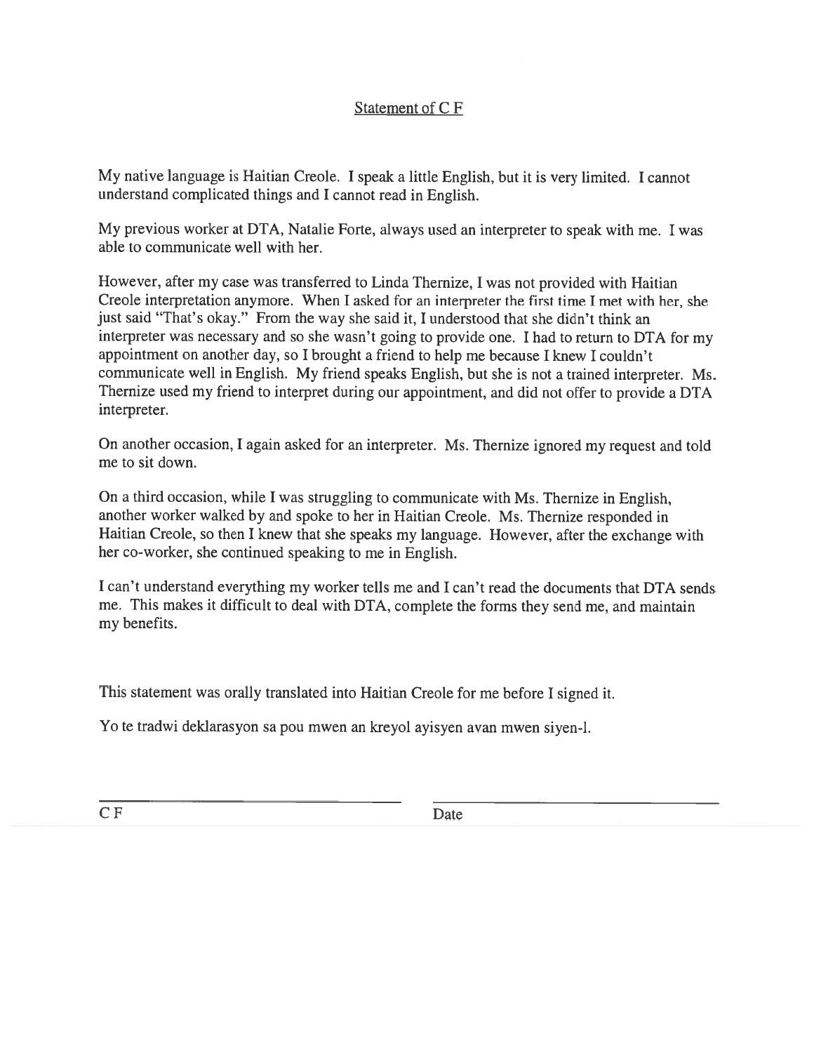Statement of C F

My native language is Haitian Creole. I speak a little English, but it is very limited. I cannot understand complicated things and I cannot read in English.

My previous worker at DTA, Natalie Forte, always used an interpreter to speak with me. I was able to communicate well with her.

However, after my case was transferred to Linda Thernize, I was not provided with Haitian Creole interpretation anymore. When I asked for an interpreter the first time I met with her, she just said "That's okay." From the way she said it, I understood that she didn't think an interpreter was necessary and so she wasn't going to provide one. I had to return to DTA for my appointment on another day, so I brought a friend to help me because I knew I couldn't communicate well in English. My friend speaks English, but she is not a trained interpreter. Ms. Thernize used my friend to interpret during our appointment, and did not offer to provide a DTA interpreter.

On another occasion, I again asked for an interpreter. Ms. Thernize ignored my request and told me to sit down.

On a third occasion, while I was struggling to communicate with Ms. Thernize in English, another worker walked by and spoke to her in Haitian Creole. Ms. Thernize responded in Haitian Creole, so then I knew that she speaks my language. However, after the exchange with her co-worker, she continued speaking to me in English.

I can't understand everything my worker tells me and I can't read the documents that DTA sends me. This makes it difficult to deal with DTA, complete the forms they send me, and maintain my benefits.

This statement was orally translated into Haitian Creole for me before I signed it.

Yo te tradwi deklarasyon sa pou mwen an kreyol ayisyen avan mwen siyen-l.

\_\_\_\_\_\_\_\_\_\_\_\_\_\_\_\_\_\_\_\_\_\_\_\_\_\_\_\_ \_\_\_\_\_\_\_\_\_\_\_\_\_\_\_\_\_\_\_\_\_\_\_\_\_\_\_\_

C F Date